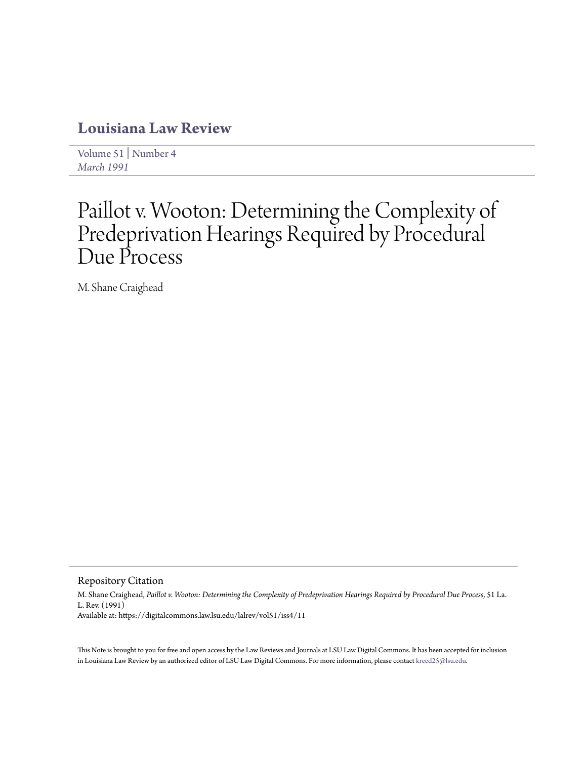# Louisiana Law Review

Volume 51 | Number 4
*March 1991*

# Paillot v. Wooton: Determining the Complexity of Predeprivation Hearings Required by Procedural Due Process

M. Shane Craighead

## Repository Citation

M. Shane Craighead, *Paillot v. Wooton: Determining the Complexity of Predeprivation Hearings Required by Procedural Due Process*, 51 La. L. Rev. (1991)
Available at: https://digitalcommons.law.lsu.edu/lalrev/vol51/iss4/11

This Note is brought to you for free and open access by the Law Reviews and Journals at LSU Law Digital Commons. It has been accepted for inclusion in Louisiana Law Review by an authorized editor of LSU Law Digital Commons. For more information, please contact kreed25@lsu.edu.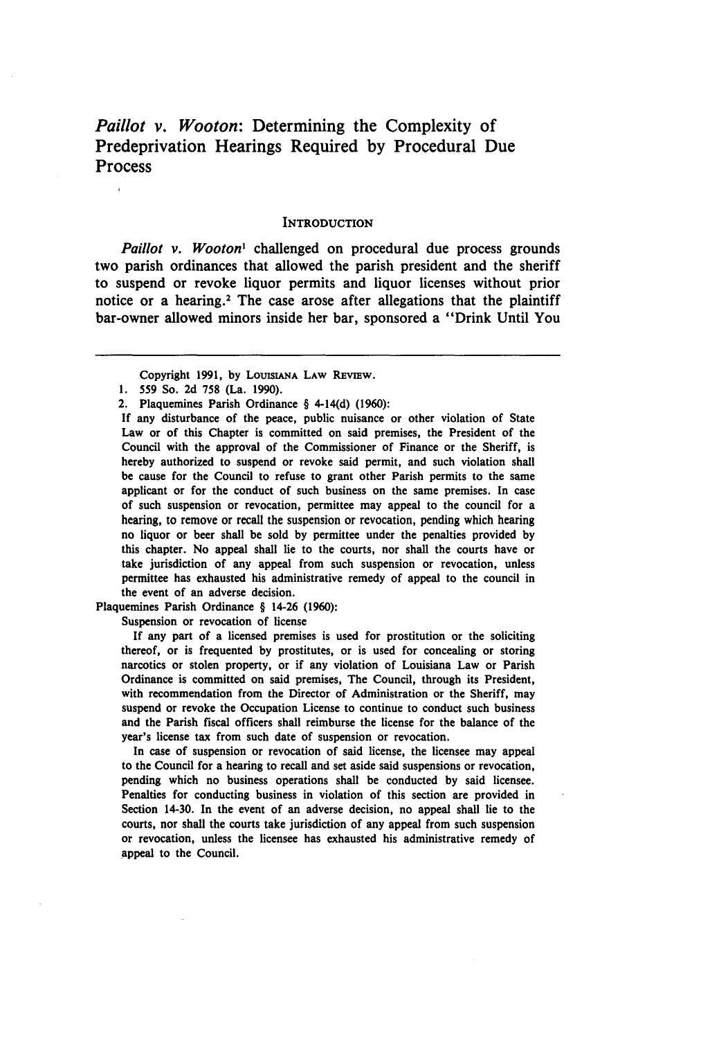# *Paillot v. Wooton*: Determining the Complexity of Predeprivation Hearings Required by Procedural Due Process

## INTRODUCTION

*Paillot v. Wooton*[1] challenged on procedural due process grounds two parish ordinances that allowed the parish president and the sheriff to suspend or revoke liquor permits and liquor licenses without prior notice or a hearing.[2] The case arose after allegations that the plaintiff bar-owner allowed minors inside her bar, sponsored a "Drink Until You

---

Copyright 1991, by LOUISIANA LAW REVIEW.

1. 559 So. 2d 758 (La. 1990).

2. Plaquemines Parish Ordinance § 4-14(d) (1960):

If any disturbance of the peace, public nuisance or other violation of State Law or of this Chapter is committed on said premises, the President of the Council with the approval of the Commissioner of Finance or the Sheriff, is hereby authorized to suspend or revoke said permit, and such violation shall be cause for the Council to refuse to grant other Parish permits to the same applicant or for the conduct of such business on the same premises. In case of such suspension or revocation, permittee may appeal to the council for a hearing, to remove or recall the suspension or revocation, pending which hearing no liquor or beer shall be sold by permittee under the penalties provided by this chapter. No appeal shall lie to the courts, nor shall the courts have or take jurisdiction of any appeal from such suspension or revocation, unless permittee has exhausted his administrative remedy of appeal to the council in the event of an adverse decision.

Plaquemines Parish Ordinance § 14-26 (1960):

Suspension or revocation of license

If any part of a licensed premises is used for prostitution or the soliciting thereof, or is frequented by prostitutes, or is used for concealing or storing narcotics or stolen property, or if any violation of Louisiana Law or Parish Ordinance is committed on said premises, The Council, through its President, with recommendation from the Director of Administration or the Sheriff, may suspend or revoke the Occupation License to continue to conduct such business and the Parish fiscal officers shall reimburse the license for the balance of the year's license tax from such date of suspension or revocation.

In case of suspension or revocation of said license, the licensee may appeal to the Council for a hearing to recall and set aside said suspensions or revocation, pending which no business operations shall be conducted by said licensee. Penalties for conducting business in violation of this section are provided in Section 14-30. In the event of an adverse decision, no appeal shall lie to the courts, nor shall the courts take jurisdiction of any appeal from such suspension or revocation, unless the licensee has exhausted his administrative remedy of appeal to the Council.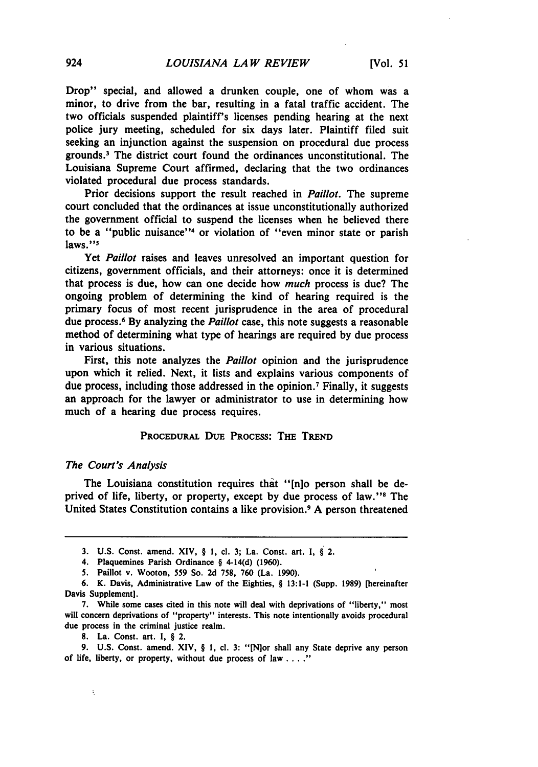Drop" special, and allowed a drunken couple, one of whom was a minor, to drive from the bar, resulting in a fatal traffic accident. The two officials suspended plaintiff's licenses pending hearing at the next police jury meeting, scheduled for six days later. Plaintiff filed suit seeking an injunction against the suspension on procedural due process grounds.[3] The district court found the ordinances unconstitutional. The Louisiana Supreme Court affirmed, declaring that the two ordinances violated procedural due process standards.

Prior decisions support the result reached in *Paillot*. The supreme court concluded that the ordinances at issue unconstitutionally authorized the government official to suspend the licenses when he believed there to be a "public nuisance"[4] or violation of "even minor state or parish laws."[5]

Yet *Paillot* raises and leaves unresolved an important question for citizens, government officials, and their attorneys: once it is determined that process is due, how can one decide how *much* process is due? The ongoing problem of determining the kind of hearing required is the primary focus of most recent jurisprudence in the area of procedural due process.[6] By analyzing the *Paillot* case, this note suggests a reasonable method of determining what type of hearings are required by due process in various situations.

First, this note analyzes the *Paillot* opinion and the jurisprudence upon which it relied. Next, it lists and explains various components of due process, including those addressed in the opinion.[7] Finally, it suggests an approach for the lawyer or administrator to use in determining how much of a hearing due process requires.

## PROCEDURAL DUE PROCESS: THE TREND

### *The Court's Analysis*

The Louisiana constitution requires that "[n]o person shall be deprived of life, liberty, or property, except by due process of law."[8] The United States Constitution contains a like provision.[9] A person threatened

---

3. U.S. Const. amend. XIV, § 1, cl. 3; La. Const. art. I, § 2.

4. Plaquemines Parish Ordinance § 4-14(d) (1960).

5. Paillot v. Wooton, 559 So. 2d 758, 760 (La. 1990).

6. K. Davis, Administrative Law of the Eighties, § 13:1-1 (Supp. 1989) [hereinafter Davis Supplement].

7. While some cases cited in this note will deal with deprivations of "liberty," most will concern deprivations of "property" interests. This note intentionally avoids procedural due process in the criminal justice realm.

8. La. Const. art. I, § 2.

9. U.S. Const. amend. XIV, § 1, cl. 3: "[N]or shall any State deprive any person of life, liberty, or property, without due process of law . . . ."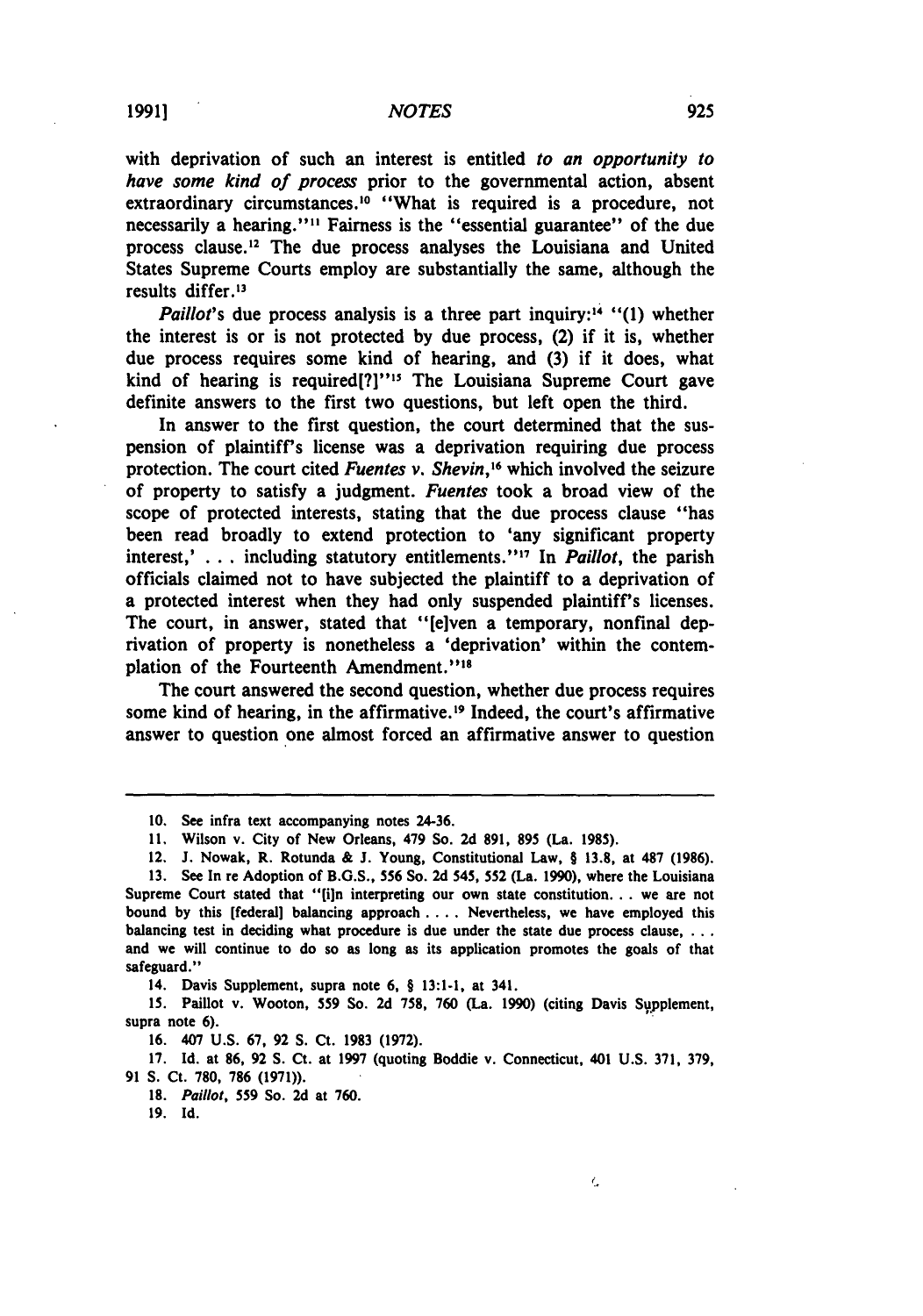with deprivation of such an interest is entitled *to an opportunity to have some kind of process* prior to the governmental action, absent extraordinary circumstances.[10] "What is required is a procedure, not necessarily a hearing."[11] Fairness is the "essential guarantee" of the due process clause.[12] The due process analyses the Louisiana and United States Supreme Courts employ are substantially the same, although the results differ.[13]

*Paillot*'s due process analysis is a three part inquiry:[14] "(1) whether the interest is or is not protected by due process, (2) if it is, whether due process requires some kind of hearing, and (3) if it does, what kind of hearing is required[?]"[15] The Louisiana Supreme Court gave definite answers to the first two questions, but left open the third.

In answer to the first question, the court determined that the suspension of plaintiff's license was a deprivation requiring due process protection. The court cited *Fuentes v. Shevin*,[16] which involved the seizure of property to satisfy a judgment. *Fuentes* took a broad view of the scope of protected interests, stating that the due process clause "has been read broadly to extend protection to 'any significant property interest,' . . . including statutory entitlements."[17] In *Paillot*, the parish officials claimed not to have subjected the plaintiff to a deprivation of a protected interest when they had only suspended plaintiff's licenses. The court, in answer, stated that "[e]ven a temporary, nonfinal deprivation of property is nonetheless a 'deprivation' within the contemplation of the Fourteenth Amendment."[18]

The court answered the second question, whether due process requires some kind of hearing, in the affirmative.[19] Indeed, the court's affirmative answer to question one almost forced an affirmative answer to question

---

10. See infra text accompanying notes 24-36.

11. Wilson v. City of New Orleans, 479 So. 2d 891, 895 (La. 1985).

12. J. Nowak, R. Rotunda & J. Young, Constitutional Law, § 13.8, at 487 (1986).

13. See In re Adoption of B.G.S., 556 So. 2d 545, 552 (La. 1990), where the Louisiana Supreme Court stated that "[i]n interpreting our own state constitution. . . we are not bound by this [federal] balancing approach . . . . Nevertheless, we have employed this balancing test in deciding what procedure is due under the state due process clause, . . . and we will continue to do so as long as its application promotes the goals of that safeguard."

14. Davis Supplement, supra note 6, § 13:1-1, at 341.

15. Paillot v. Wooton, 559 So. 2d 758, 760 (La. 1990) (citing Davis Supplement, supra note 6).

16. 407 U.S. 67, 92 S. Ct. 1983 (1972).

17. Id. at 86, 92 S. Ct. at 1997 (quoting Boddie v. Connecticut, 401 U.S. 371, 379, 91 S. Ct. 780, 786 (1971)).

18. *Paillot*, 559 So. 2d at 760.

19. Id.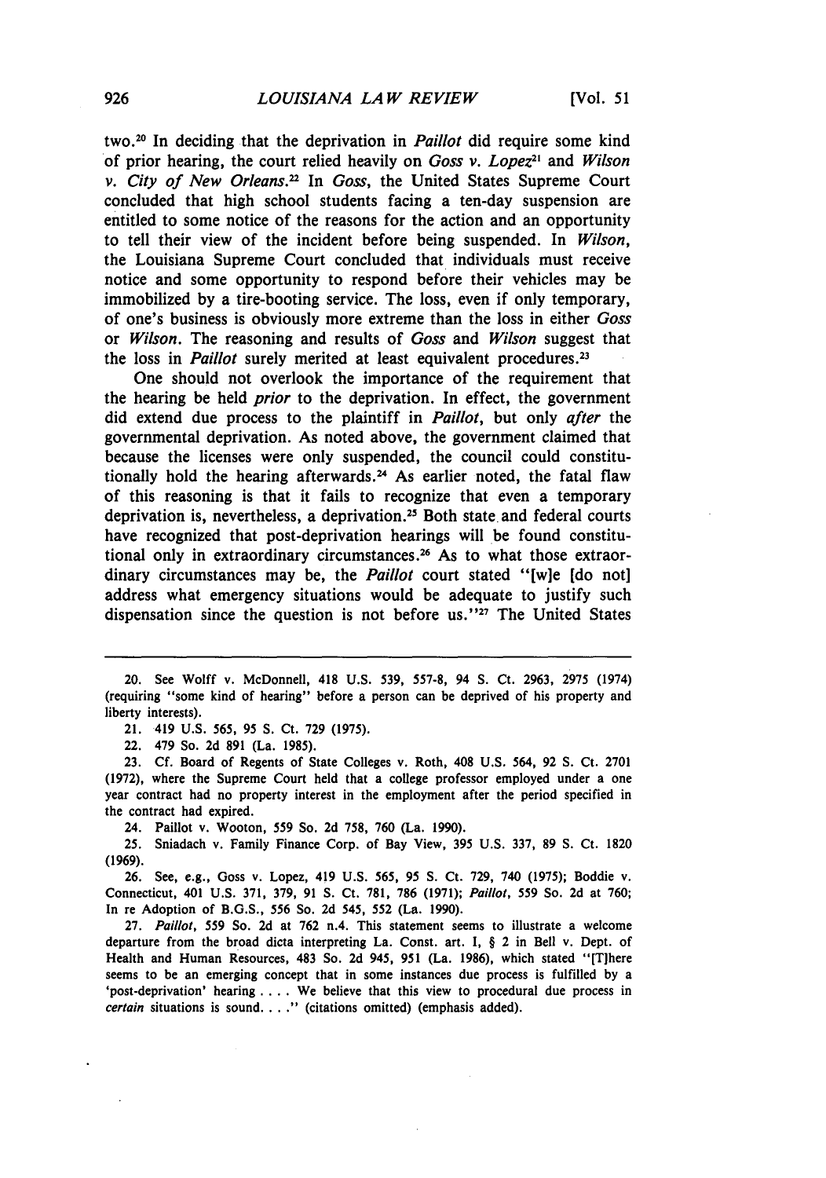two.[20] In deciding that the deprivation in *Paillot* did require some kind of prior hearing, the court relied heavily on *Goss v. Lopez*[21] and *Wilson v. City of New Orleans*.[22] In *Goss*, the United States Supreme Court concluded that high school students facing a ten-day suspension are entitled to some notice of the reasons for the action and an opportunity to tell their view of the incident before being suspended. In *Wilson*, the Louisiana Supreme Court concluded that individuals must receive notice and some opportunity to respond before their vehicles may be immobilized by a tire-booting service. The loss, even if only temporary, of one's business is obviously more extreme than the loss in either *Goss* or *Wilson*. The reasoning and results of *Goss* and *Wilson* suggest that the loss in *Paillot* surely merited at least equivalent procedures.[23]

One should not overlook the importance of the requirement that the hearing be held *prior* to the deprivation. In effect, the government did extend due process to the plaintiff in *Paillot*, but only *after* the governmental deprivation. As noted above, the government claimed that because the licenses were only suspended, the council could constitutionally hold the hearing afterwards.[24] As earlier noted, the fatal flaw of this reasoning is that it fails to recognize that even a temporary deprivation is, nevertheless, a deprivation.[25] Both state and federal courts have recognized that post-deprivation hearings will be found constitutional only in extraordinary circumstances.[26] As to what those extraordinary circumstances may be, the *Paillot* court stated "[w]e [do not] address what emergency situations would be adequate to justify such dispensation since the question is not before us."[27] The United States

---

20. See Wolff v. McDonnell, 418 U.S. 539, 557-8, 94 S. Ct. 2963, 2975 (1974) (requiring "some kind of hearing" before a person can be deprived of his property and liberty interests).

21. 419 U.S. 565, 95 S. Ct. 729 (1975).

22. 479 So. 2d 891 (La. 1985).

23. Cf. Board of Regents of State Colleges v. Roth, 408 U.S. 564, 92 S. Ct. 2701 (1972), where the Supreme Court held that a college professor employed under a one year contract had no property interest in the employment after the period specified in the contract had expired.

24. Paillot v. Wooton, 559 So. 2d 758, 760 (La. 1990).

25. Sniadach v. Family Finance Corp. of Bay View, 395 U.S. 337, 89 S. Ct. 1820 (1969).

26. See, e.g., Goss v. Lopez, 419 U.S. 565, 95 S. Ct. 729, 740 (1975); Boddie v. Connecticut, 401 U.S. 371, 379, 91 S. Ct. 781, 786 (1971); *Paillot*, 559 So. 2d at 760; In re Adoption of B.G.S., 556 So. 2d 545, 552 (La. 1990).

27. *Paillot*, 559 So. 2d at 762 n.4. This statement seems to illustrate a welcome departure from the broad dicta interpreting La. Const. art. I, § 2 in Bell v. Dept. of Health and Human Resources, 483 So. 2d 945, 951 (La. 1986), which stated "[T]here seems to be an emerging concept that in some instances due process is fulfilled by a 'post-deprivation' hearing . . . . We believe that this view to procedural due process in *certain* situations is sound. . . ." (citations omitted) (emphasis added).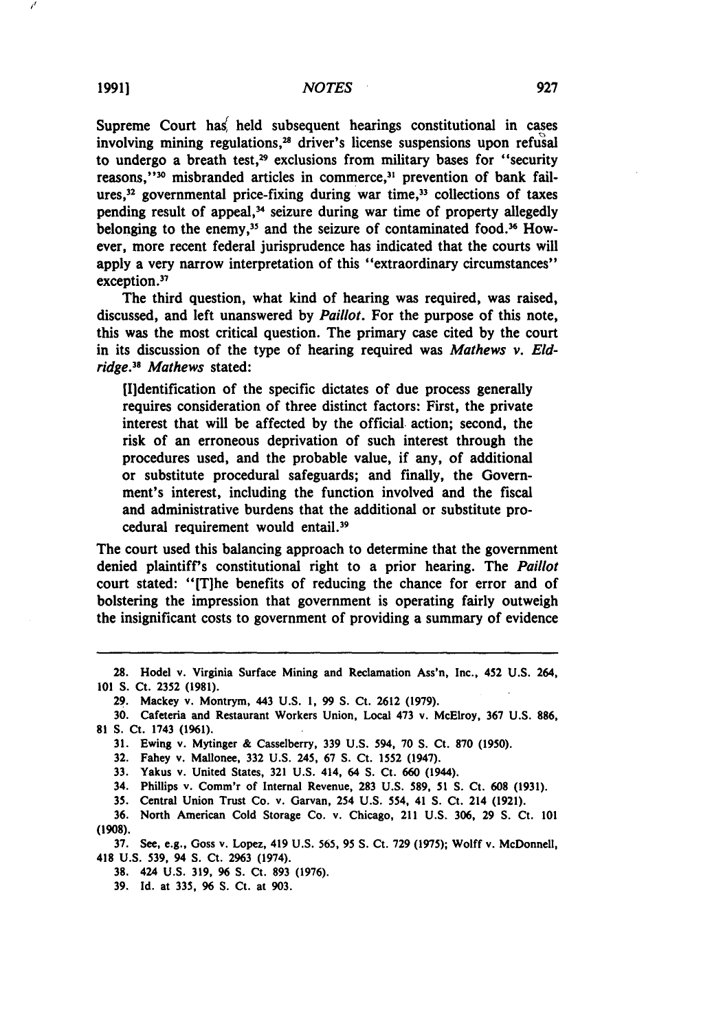Supreme Court has held subsequent hearings constitutional in cases involving mining regulations,[28] driver's license suspensions upon refusal to undergo a breath test,[29] exclusions from military bases for "security reasons,"[30] misbranded articles in commerce,[31] prevention of bank failures,[32] governmental price-fixing during war time,[33] collections of taxes pending result of appeal,[34] seizure during war time of property allegedly belonging to the enemy,[35] and the seizure of contaminated food.[36] However, more recent federal jurisprudence has indicated that the courts will apply a very narrow interpretation of this "extraordinary circumstances" exception.[37]

The third question, what kind of hearing was required, was raised, discussed, and left unanswered by *Paillot*. For the purpose of this note, this was the most critical question. The primary case cited by the court in its discussion of the type of hearing required was *Mathews v. Eldridge*.[38] *Mathews* stated:

> [I]dentification of the specific dictates of due process generally requires consideration of three distinct factors: First, the private interest that will be affected by the official action; second, the risk of an erroneous deprivation of such interest through the procedures used, and the probable value, if any, of additional or substitute procedural safeguards; and finally, the Government's interest, including the function involved and the fiscal and administrative burdens that the additional or substitute procedural requirement would entail.[39]

The court used this balancing approach to determine that the government denied plaintiff's constitutional right to a prior hearing. The *Paillot* court stated: "[T]he benefits of reducing the chance for error and of bolstering the impression that government is operating fairly outweigh the insignificant costs to government of providing a summary of evidence

---

28. Hodel v. Virginia Surface Mining and Reclamation Ass'n, Inc., 452 U.S. 264, 101 S. Ct. 2352 (1981).

29. Mackey v. Montrym, 443 U.S. 1, 99 S. Ct. 2612 (1979).

30. Cafeteria and Restaurant Workers Union, Local 473 v. McElroy, 367 U.S. 886, 81 S. Ct. 1743 (1961).

31. Ewing v. Mytinger & Casselberry, 339 U.S. 594, 70 S. Ct. 870 (1950).

32. Fahey v. Mallonee, 332 U.S. 245, 67 S. Ct. 1552 (1947).

33. Yakus v. United States, 321 U.S. 414, 64 S. Ct. 660 (1944).

34. Phillips v. Comm'r of Internal Revenue, 283 U.S. 589, 51 S. Ct. 608 (1931).

35. Central Union Trust Co. v. Garvan, 254 U.S. 554, 41 S. Ct. 214 (1921).

36. North American Cold Storage Co. v. Chicago, 211 U.S. 306, 29 S. Ct. 101 (1908).

37. See, e.g., Goss v. Lopez, 419 U.S. 565, 95 S. Ct. 729 (1975); Wolff v. McDonnell, 418 U.S. 539, 94 S. Ct. 2963 (1974).

38. 424 U.S. 319, 96 S. Ct. 893 (1976).

39. Id. at 335, 96 S. Ct. at 903.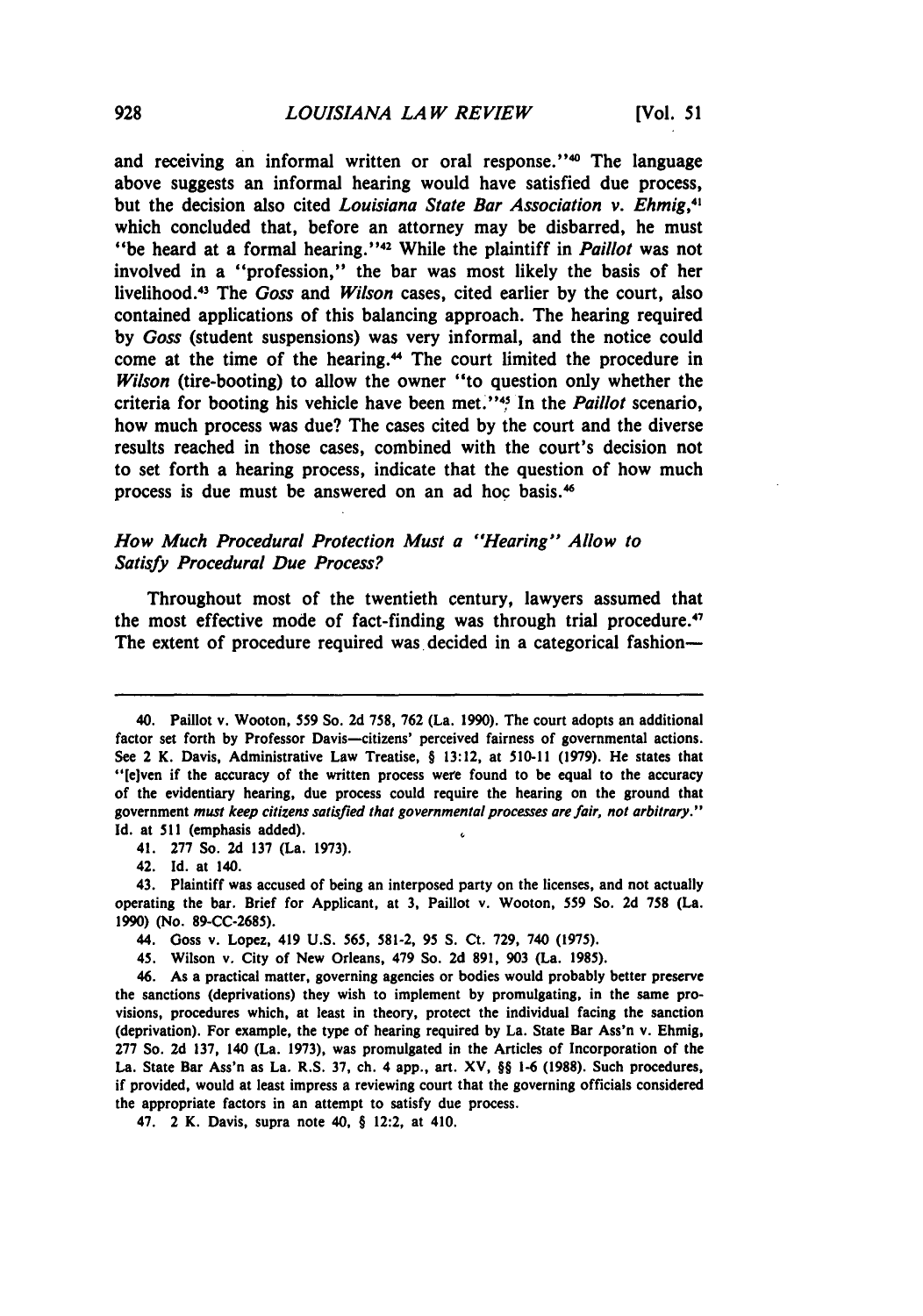and receiving an informal written or oral response."[40] The language above suggests an informal hearing would have satisfied due process, but the decision also cited *Louisiana State Bar Association v. Ehmig*,[41] which concluded that, before an attorney may be disbarred, he must "be heard at a formal hearing."[42] While the plaintiff in *Paillot* was not involved in a "profession," the bar was most likely the basis of her livelihood.[43] The *Goss* and *Wilson* cases, cited earlier by the court, also contained applications of this balancing approach. The hearing required by *Goss* (student suspensions) was very informal, and the notice could come at the time of the hearing.[44] The court limited the procedure in *Wilson* (tire-booting) to allow the owner "to question only whether the criteria for booting his vehicle have been met."[45] In the *Paillot* scenario, how much process was due? The cases cited by the court and the diverse results reached in those cases, combined with the court's decision not to set forth a hearing process, indicate that the question of how much process is due must be answered on an ad hoc basis.[46]

### *How Much Procedural Protection Must a "Hearing" Allow to Satisfy Procedural Due Process?*

Throughout most of the twentieth century, lawyers assumed that the most effective mode of fact-finding was through trial procedure.[47] The extent of procedure required was decided in a categorical fashion—

---

40. Paillot v. Wooton, 559 So. 2d 758, 762 (La. 1990). The court adopts an additional factor set forth by Professor Davis—citizens' perceived fairness of governmental actions. See 2 K. Davis, Administrative Law Treatise, § 13:12, at 510-11 (1979). He states that "[e]ven if the accuracy of the written process were found to be equal to the accuracy of the evidentiary hearing, due process could require the hearing on the ground that government *must keep citizens satisfied that governmental processes are fair, not arbitrary.*" Id. at 511 (emphasis added).

41. 277 So. 2d 137 (La. 1973).

42. Id. at 140.

43. Plaintiff was accused of being an interposed party on the licenses, and not actually operating the bar. Brief for Applicant, at 3, Paillot v. Wooton, 559 So. 2d 758 (La. 1990) (No. 89-CC-2685).

44. Goss v. Lopez, 419 U.S. 565, 581-2, 95 S. Ct. 729, 740 (1975).

45. Wilson v. City of New Orleans, 479 So. 2d 891, 903 (La. 1985).

46. As a practical matter, governing agencies or bodies would probably better preserve the sanctions (deprivations) they wish to implement by promulgating, in the same provisions, procedures which, at least in theory, protect the individual facing the sanction (deprivation). For example, the type of hearing required by La. State Bar Ass'n v. Ehmig, 277 So. 2d 137, 140 (La. 1973), was promulgated in the Articles of Incorporation of the La. State Bar Ass'n as La. R.S. 37, ch. 4 app., art. XV, §§ 1-6 (1988). Such procedures, if provided, would at least impress a reviewing court that the governing officials considered the appropriate factors in an attempt to satisfy due process.

47. 2 K. Davis, supra note 40, § 12:2, at 410.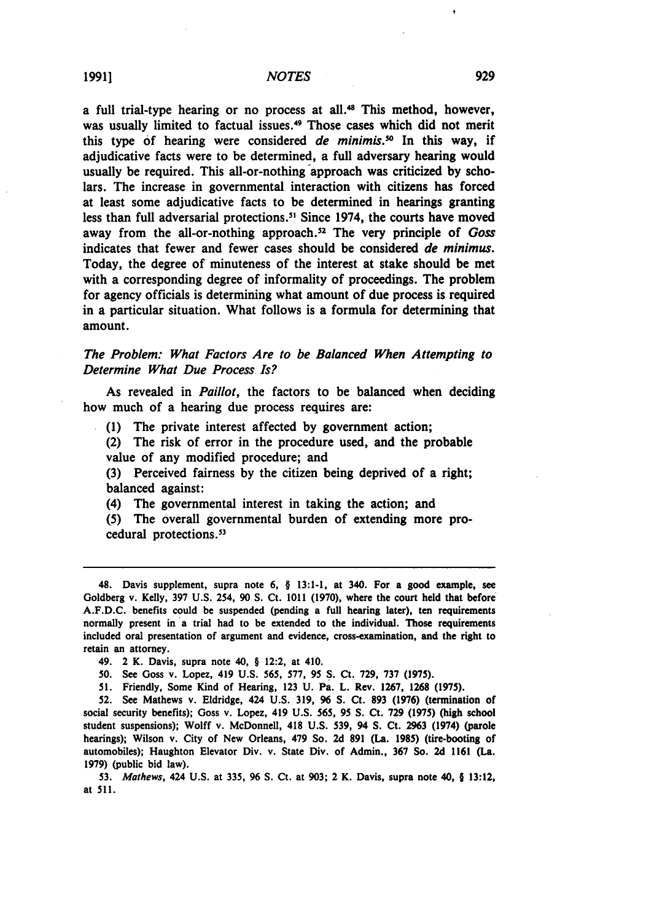a full trial-type hearing or no process at all.[48] This method, however, was usually limited to factual issues.[49] Those cases which did not merit this type of hearing were considered *de minimis*.[50] In this way, if adjudicative facts were to be determined, a full adversary hearing would usually be required. This all-or-nothing approach was criticized by scholars. The increase in governmental interaction with citizens has forced at least some adjudicative facts to be determined in hearings granting less than full adversarial protections.[51] Since 1974, the courts have moved away from the all-or-nothing approach.[52] The very principle of *Goss* indicates that fewer and fewer cases should be considered *de minimus*. Today, the degree of minuteness of the interest at stake should be met with a corresponding degree of informality of proceedings. The problem for agency officials is determining what amount of due process is required in a particular situation. What follows is a formula for determining that amount.

*The Problem: What Factors Are to be Balanced When Attempting to Determine What Due Process Is?*

As revealed in *Paillot*, the factors to be balanced when deciding how much of a hearing due process requires are:

(1) The private interest affected by government action;

(2) The risk of error in the procedure used, and the probable value of any modified procedure; and

(3) Perceived fairness by the citizen being deprived of a right; balanced against:

(4) The governmental interest in taking the action; and

(5) The overall governmental burden of extending more procedural protections.[53]

---

48. Davis supplement, supra note 6, § 13:1-1, at 340. For a good example, see Goldberg v. Kelly, 397 U.S. 254, 90 S. Ct. 1011 (1970), where the court held that before A.F.D.C. benefits could be suspended (pending a full hearing later), ten requirements normally present in a trial had to be extended to the individual. Those requirements included oral presentation of argument and evidence, cross-examination, and the right to retain an attorney.

49. 2 K. Davis, supra note 40, § 12:2, at 410.

50. See Goss v. Lopez, 419 U.S. 565, 577, 95 S. Ct. 729, 737 (1975).

51. Friendly, Some Kind of Hearing, 123 U. Pa. L. Rev. 1267, 1268 (1975).

52. See Mathews v. Eldridge, 424 U.S. 319, 96 S. Ct. 893 (1976) (termination of social security benefits); Goss v. Lopez, 419 U.S. 565, 95 S. Ct. 729 (1975) (high school student suspensions); Wolff v. McDonnell, 418 U.S. 539, 94 S. Ct. 2963 (1974) (parole hearings); Wilson v. City of New Orleans, 479 So. 2d 891 (La. 1985) (tire-booting of automobiles); Haughton Elevator Div. v. State Div. of Admin., 367 So. 2d 1161 (La. 1979) (public bid law).

53. *Mathews*, 424 U.S. at 335, 96 S. Ct. at 903; 2 K. Davis, supra note 40, § 13:12, at 511.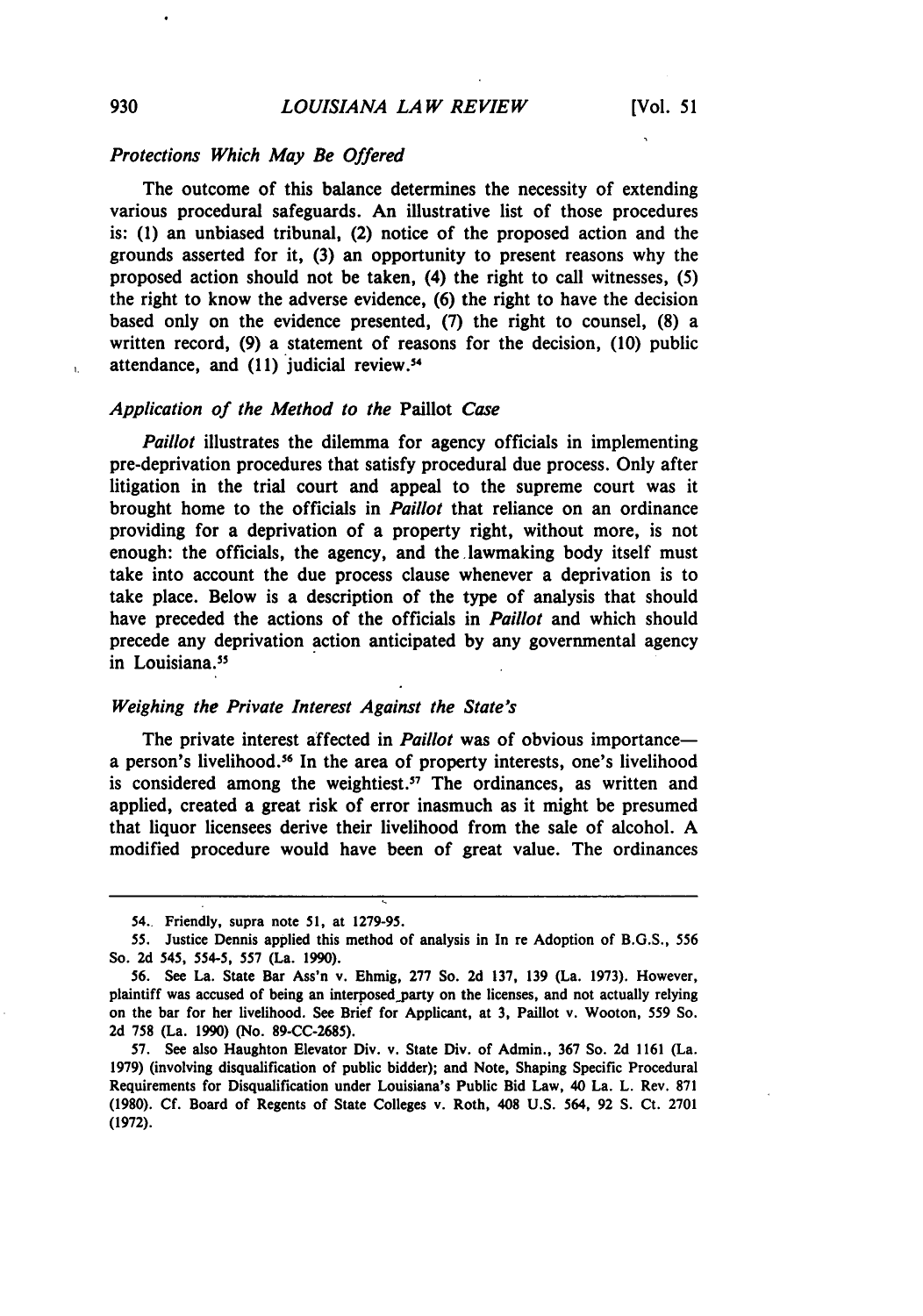### *Protections Which May Be Offered*

The outcome of this balance determines the necessity of extending various procedural safeguards. An illustrative list of those procedures is: (1) an unbiased tribunal, (2) notice of the proposed action and the grounds asserted for it, (3) an opportunity to present reasons why the proposed action should not be taken, (4) the right to call witnesses, (5) the right to know the adverse evidence, (6) the right to have the decision based only on the evidence presented, (7) the right to counsel, (8) a written record, (9) a statement of reasons for the decision, (10) public attendance, and (11) judicial review.[54]

### *Application of the Method to the* Paillot *Case*

*Paillot* illustrates the dilemma for agency officials in implementing pre-deprivation procedures that satisfy procedural due process. Only after litigation in the trial court and appeal to the supreme court was it brought home to the officials in *Paillot* that reliance on an ordinance providing for a deprivation of a property right, without more, is not enough: the officials, the agency, and the lawmaking body itself must take into account the due process clause whenever a deprivation is to take place. Below is a description of the type of analysis that should have preceded the actions of the officials in *Paillot* and which should precede any deprivation action anticipated by any governmental agency in Louisiana.[55]

### *Weighing the Private Interest Against the State's*

The private interest affected in *Paillot* was of obvious importance—a person's livelihood.[56] In the area of property interests, one's livelihood is considered among the weightiest.[57] The ordinances, as written and applied, created a great risk of error inasmuch as it might be presumed that liquor licensees derive their livelihood from the sale of alcohol. A modified procedure would have been of great value. The ordinances

---

54. Friendly, supra note 51, at 1279-95.

55. Justice Dennis applied this method of analysis in In re Adoption of B.G.S., 556 So. 2d 545, 554-5, 557 (La. 1990).

56. See La. State Bar Ass'n v. Ehmig, 277 So. 2d 137, 139 (La. 1973). However, plaintiff was accused of being an interposed party on the licenses, and not actually relying on the bar for her livelihood. See Brief for Applicant, at 3, Paillot v. Wooton, 559 So. 2d 758 (La. 1990) (No. 89-CC-2685).

57. See also Haughton Elevator Div. v. State Div. of Admin., 367 So. 2d 1161 (La. 1979) (involving disqualification of public bidder); and Note, Shaping Specific Procedural Requirements for Disqualification under Louisiana's Public Bid Law, 40 La. L. Rev. 871 (1980). Cf. Board of Regents of State Colleges v. Roth, 408 U.S. 564, 92 S. Ct. 2701 (1972).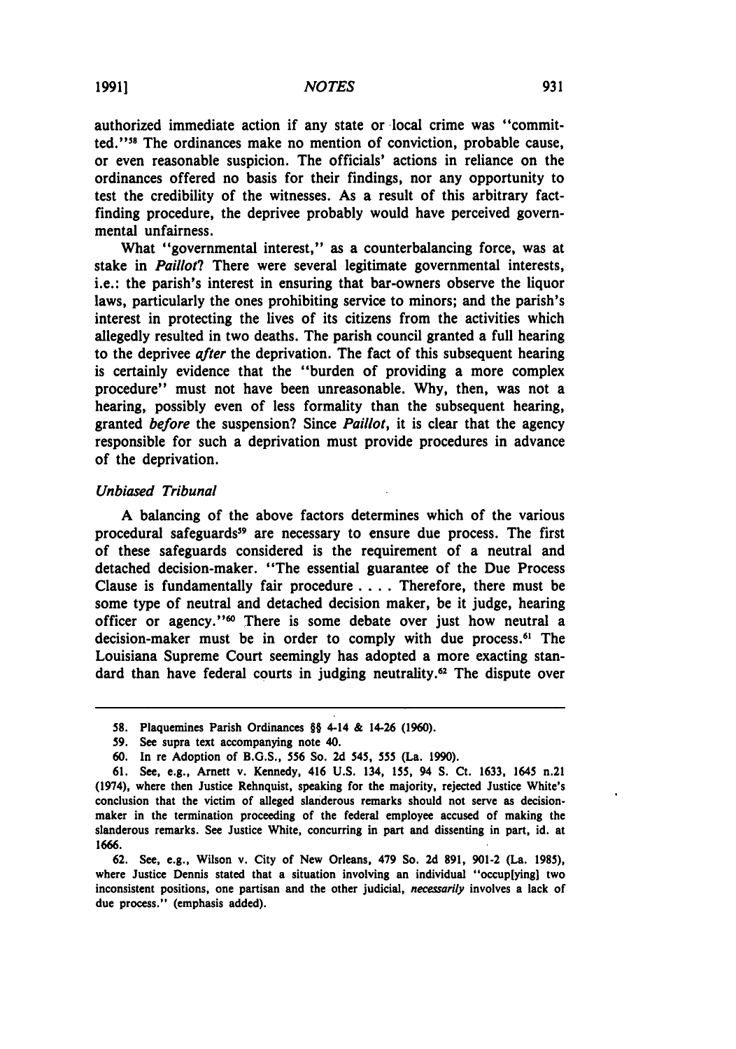authorized immediate action if any state or local crime was "committed."[58] The ordinances make no mention of conviction, probable cause, or even reasonable suspicion. The officials' actions in reliance on the ordinances offered no basis for their findings, nor any opportunity to test the credibility of the witnesses. As a result of this arbitrary fact-finding procedure, the deprivee probably would have perceived governmental unfairness.

What "governmental interest," as a counterbalancing force, was at stake in *Paillot*? There were several legitimate governmental interests, i.e.: the parish's interest in ensuring that bar-owners observe the liquor laws, particularly the ones prohibiting service to minors; and the parish's interest in protecting the lives of its citizens from the activities which allegedly resulted in two deaths. The parish council granted a full hearing to the deprivee *after* the deprivation. The fact of this subsequent hearing is certainly evidence that the "burden of providing a more complex procedure" must not have been unreasonable. Why, then, was not a hearing, possibly even of less formality than the subsequent hearing, granted *before* the suspension? Since *Paillot*, it is clear that the agency responsible for such a deprivation must provide procedures in advance of the deprivation.

### *Unbiased Tribunal*

A balancing of the above factors determines which of the various procedural safeguards[59] are necessary to ensure due process. The first of these safeguards considered is the requirement of a neutral and detached decision-maker. "The essential guarantee of the Due Process Clause is fundamentally fair procedure . . . . Therefore, there must be some type of neutral and detached decision maker, be it judge, hearing officer or agency."[60] There is some debate over just how neutral a decision-maker must be in order to comply with due process.[61] The Louisiana Supreme Court seemingly has adopted a more exacting standard than have federal courts in judging neutrality.[62] The dispute over

---

58. Plaquemines Parish Ordinances §§ 4-14 & 14-26 (1960).

59. See supra text accompanying note 40.

60. In re Adoption of B.G.S., 556 So. 2d 545, 555 (La. 1990).

61. See, e.g., Arnett v. Kennedy, 416 U.S. 134, 155, 94 S. Ct. 1633, 1645 n.21 (1974), where then Justice Rehnquist, speaking for the majority, rejected Justice White's conclusion that the victim of alleged slanderous remarks should not serve as decision-maker in the termination proceeding of the federal employee accused of making the slanderous remarks. See Justice White, concurring in part and dissenting in part, id. at 1666.

62. See, e.g., Wilson v. City of New Orleans, 479 So. 2d 891, 901-2 (La. 1985), where Justice Dennis stated that a situation involving an individual "occup[ying] two inconsistent positions, one partisan and the other judicial, *necessarily* involves a lack of due process." (emphasis added).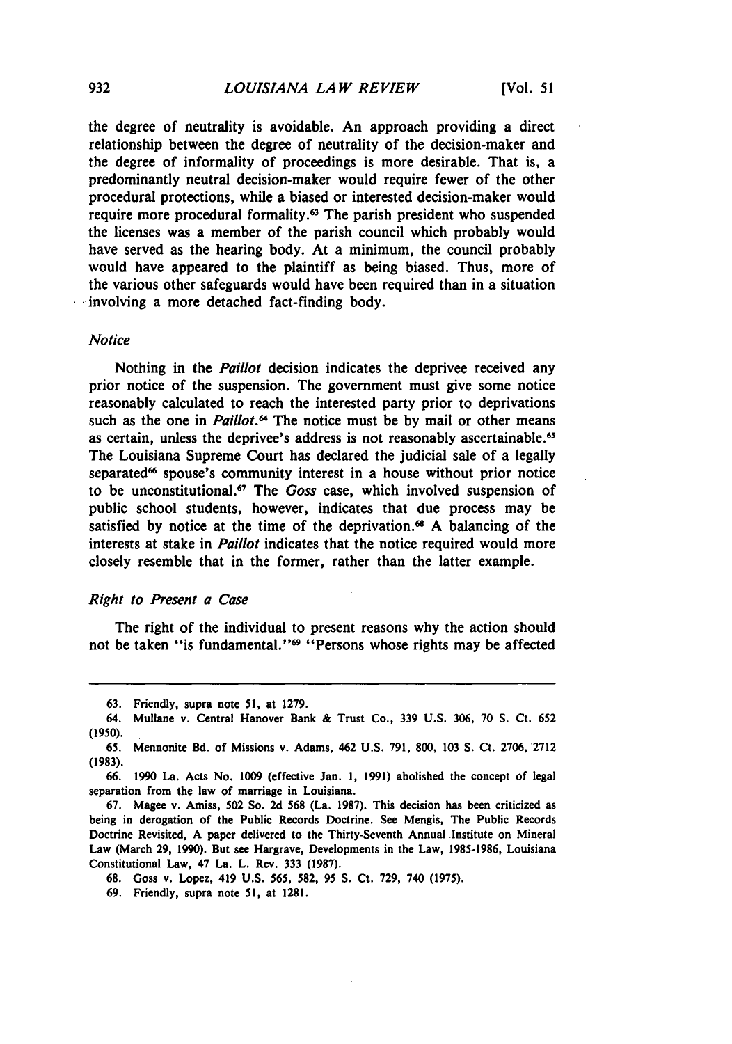the degree of neutrality is avoidable. An approach providing a direct relationship between the degree of neutrality of the decision-maker and the degree of informality of proceedings is more desirable. That is, a predominantly neutral decision-maker would require fewer of the other procedural protections, while a biased or interested decision-maker would require more procedural formality.[63] The parish president who suspended the licenses was a member of the parish council which probably would have served as the hearing body. At a minimum, the council probably would have appeared to the plaintiff as being biased. Thus, more of the various other safeguards would have been required than in a situation involving a more detached fact-finding body.

### *Notice*

Nothing in the *Paillot* decision indicates the deprivee received any prior notice of the suspension. The government must give some notice reasonably calculated to reach the interested party prior to deprivations such as the one in *Paillot*.[64] The notice must be by mail or other means as certain, unless the deprivee's address is not reasonably ascertainable.[65] The Louisiana Supreme Court has declared the judicial sale of a legally separated[66] spouse's community interest in a house without prior notice to be unconstitutional.[67] The *Goss* case, which involved suspension of public school students, however, indicates that due process may be satisfied by notice at the time of the deprivation.[68] A balancing of the interests at stake in *Paillot* indicates that the notice required would more closely resemble that in the former, rather than the latter example.

### *Right to Present a Case*

The right of the individual to present reasons why the action should not be taken "is fundamental."[69] "Persons whose rights may be affected

---

63. Friendly, supra note 51, at 1279.

64. Mullane v. Central Hanover Bank & Trust Co., 339 U.S. 306, 70 S. Ct. 652 (1950).

65. Mennonite Bd. of Missions v. Adams, 462 U.S. 791, 800, 103 S. Ct. 2706, 2712 (1983).

66. 1990 La. Acts No. 1009 (effective Jan. 1, 1991) abolished the concept of legal separation from the law of marriage in Louisiana.

67. Magee v. Amiss, 502 So. 2d 568 (La. 1987). This decision has been criticized as being in derogation of the Public Records Doctrine. See Mengis, The Public Records Doctrine Revisited, A paper delivered to the Thirty-Seventh Annual Institute on Mineral Law (March 29, 1990). But see Hargrave, Developments in the Law, 1985-1986, Louisiana Constitutional Law, 47 La. L. Rev. 333 (1987).

68. Goss v. Lopez, 419 U.S. 565, 582, 95 S. Ct. 729, 740 (1975).

69. Friendly, supra note 51, at 1281.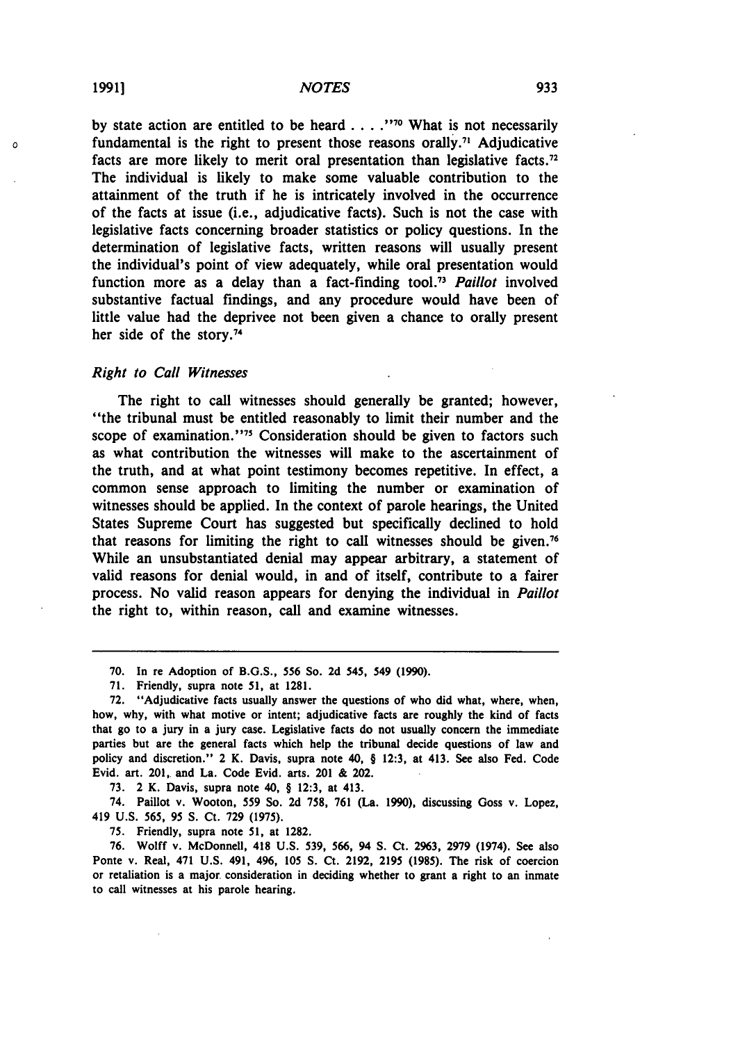by state action are entitled to be heard . . . ."[70] What is not necessarily fundamental is the right to present those reasons orally.[71] Adjudicative facts are more likely to merit oral presentation than legislative facts.[72] The individual is likely to make some valuable contribution to the attainment of the truth if he is intricately involved in the occurrence of the facts at issue (i.e., adjudicative facts). Such is not the case with legislative facts concerning broader statistics or policy questions. In the determination of legislative facts, written reasons will usually present the individual's point of view adequately, while oral presentation would function more as a delay than a fact-finding tool.[73] *Paillot* involved substantive factual findings, and any procedure would have been of little value had the deprivee not been given a chance to orally present her side of the story.[74]

### *Right to Call Witnesses*

The right to call witnesses should generally be granted; however, "the tribunal must be entitled reasonably to limit their number and the scope of examination."[75] Consideration should be given to factors such as what contribution the witnesses will make to the ascertainment of the truth, and at what point testimony becomes repetitive. In effect, a common sense approach to limiting the number or examination of witnesses should be applied. In the context of parole hearings, the United States Supreme Court has suggested but specifically declined to hold that reasons for limiting the right to call witnesses should be given.[76] While an unsubstantiated denial may appear arbitrary, a statement of valid reasons for denial would, in and of itself, contribute to a fairer process. No valid reason appears for denying the individual in *Paillot* the right to, within reason, call and examine witnesses.

---

70. In re Adoption of B.G.S., 556 So. 2d 545, 549 (1990).

71. Friendly, supra note 51, at 1281.

72. "Adjudicative facts usually answer the questions of who did what, where, when, how, why, with what motive or intent; adjudicative facts are roughly the kind of facts that go to a jury in a jury case. Legislative facts do not usually concern the immediate parties but are the general facts which help the tribunal decide questions of law and policy and discretion." 2 K. Davis, supra note 40, § 12:3, at 413. See also Fed. Code Evid. art. 201, and La. Code Evid. arts. 201 & 202.

73. 2 K. Davis, supra note 40, § 12:3, at 413.

74. Paillot v. Wooton, 559 So. 2d 758, 761 (La. 1990), discussing Goss v. Lopez, 419 U.S. 565, 95 S. Ct. 729 (1975).

75. Friendly, supra note 51, at 1282.

76. Wolff v. McDonnell, 418 U.S. 539, 566, 94 S. Ct. 2963, 2979 (1974). See also Ponte v. Real, 471 U.S. 491, 496, 105 S. Ct. 2192, 2195 (1985). The risk of coercion or retaliation is a major consideration in deciding whether to grant a right to an inmate to call witnesses at his parole hearing.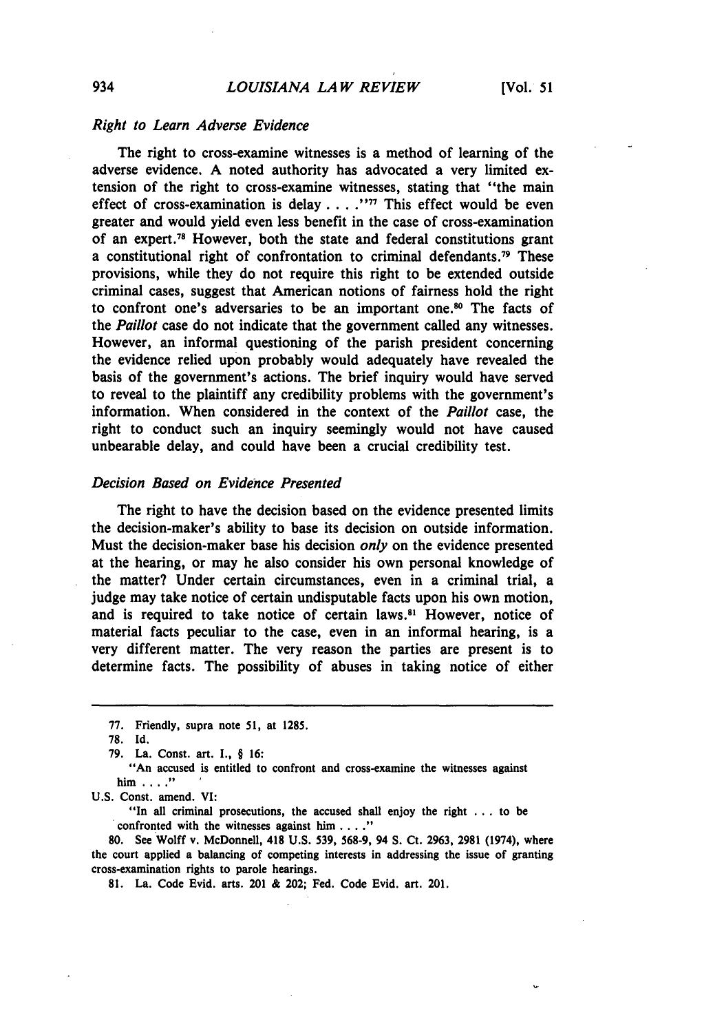*Right to Learn Adverse Evidence*

The right to cross-examine witnesses is a method of learning of the adverse evidence. A noted authority has advocated a very limited extension of the right to cross-examine witnesses, stating that "the main effect of cross-examination is delay . . . ."[77] This effect would be even greater and would yield even less benefit in the case of cross-examination of an expert.[78] However, both the state and federal constitutions grant a constitutional right of confrontation to criminal defendants.[79] These provisions, while they do not require this right to be extended outside criminal cases, suggest that American notions of fairness hold the right to confront one's adversaries to be an important one.[80] The facts of the *Paillot* case do not indicate that the government called any witnesses. However, an informal questioning of the parish president concerning the evidence relied upon probably would adequately have revealed the basis of the government's actions. The brief inquiry would have served to reveal to the plaintiff any credibility problems with the government's information. When considered in the context of the *Paillot* case, the right to conduct such an inquiry seemingly would not have caused unbearable delay, and could have been a crucial credibility test.

*Decision Based on Evidence Presented*

The right to have the decision based on the evidence presented limits the decision-maker's ability to base its decision on outside information. Must the decision-maker base his decision *only* on the evidence presented at the hearing, or may he also consider his own personal knowledge of the matter? Under certain circumstances, even in a criminal trial, a judge may take notice of certain undisputable facts upon his own motion, and is required to take notice of certain laws.[81] However, notice of material facts peculiar to the case, even in an informal hearing, is a very different matter. The very reason the parties are present is to determine facts. The possibility of abuses in taking notice of either

---

77. Friendly, supra note 51, at 1285.

78. Id.

79. La. Const. art. I., § 16:

"An accused is entitled to confront and cross-examine the witnesses against him . . . ."

U.S. Const. amend. VI:

"In all criminal prosecutions, the accused shall enjoy the right . . . to be confronted with the witnesses against him . . . ."

80. See Wolff v. McDonnell, 418 U.S. 539, 568-9, 94 S. Ct. 2963, 2981 (1974), where the court applied a balancing of competing interests in addressing the issue of granting cross-examination rights to parole hearings.

81. La. Code Evid. arts. 201 & 202; Fed. Code Evid. art. 201.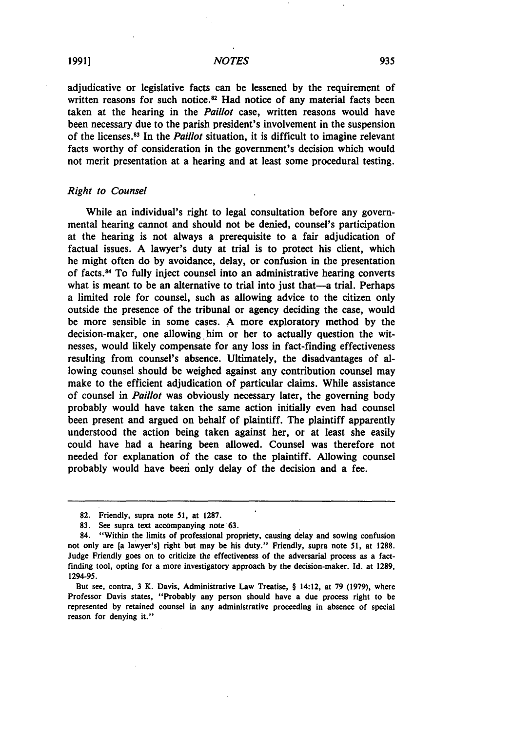adjudicative or legislative facts can be lessened by the requirement of written reasons for such notice.[82] Had notice of any material facts been taken at the hearing in the *Paillot* case, written reasons would have been necessary due to the parish president's involvement in the suspension of the licenses.[83] In the *Paillot* situation, it is difficult to imagine relevant facts worthy of consideration in the government's decision which would not merit presentation at a hearing and at least some procedural testing.

### *Right to Counsel*

While an individual's right to legal consultation before any governmental hearing cannot and should not be denied, counsel's participation at the hearing is not always a prerequisite to a fair adjudication of factual issues. A lawyer's duty at trial is to protect his client, which he might often do by avoidance, delay, or confusion in the presentation of facts.[84] To fully inject counsel into an administrative hearing converts what is meant to be an alternative to trial into just that—a trial. Perhaps a limited role for counsel, such as allowing advice to the citizen only outside the presence of the tribunal or agency deciding the case, would be more sensible in some cases. A more exploratory method by the decision-maker, one allowing him or her to actually question the witnesses, would likely compensate for any loss in fact-finding effectiveness resulting from counsel's absence. Ultimately, the disadvantages of allowing counsel should be weighed against any contribution counsel may make to the efficient adjudication of particular claims. While assistance of counsel in *Paillot* was obviously necessary later, the governing body probably would have taken the same action initially even had counsel been present and argued on behalf of plaintiff. The plaintiff apparently understood the action being taken against her, or at least she easily could have had a hearing been allowed. Counsel was therefore not needed for explanation of the case to the plaintiff. Allowing counsel probably would have been only delay of the decision and a fee.

---

82. Friendly, supra note 51, at 1287.

83. See supra text accompanying note 63.

84. "Within the limits of professional propriety, causing delay and sowing confusion not only are [a lawyer's] right but may be his duty." Friendly, supra note 51, at 1288. Judge Friendly goes on to criticize the effectiveness of the adversarial process as a fact-finding tool, opting for a more investigatory approach by the decision-maker. Id. at 1289, 1294-95.

But see, contra, 3 K. Davis, Administrative Law Treatise, § 14:12, at 79 (1979), where Professor Davis states, "Probably any person should have a due process right to be represented by retained counsel in any administrative proceeding in absence of special reason for denying it."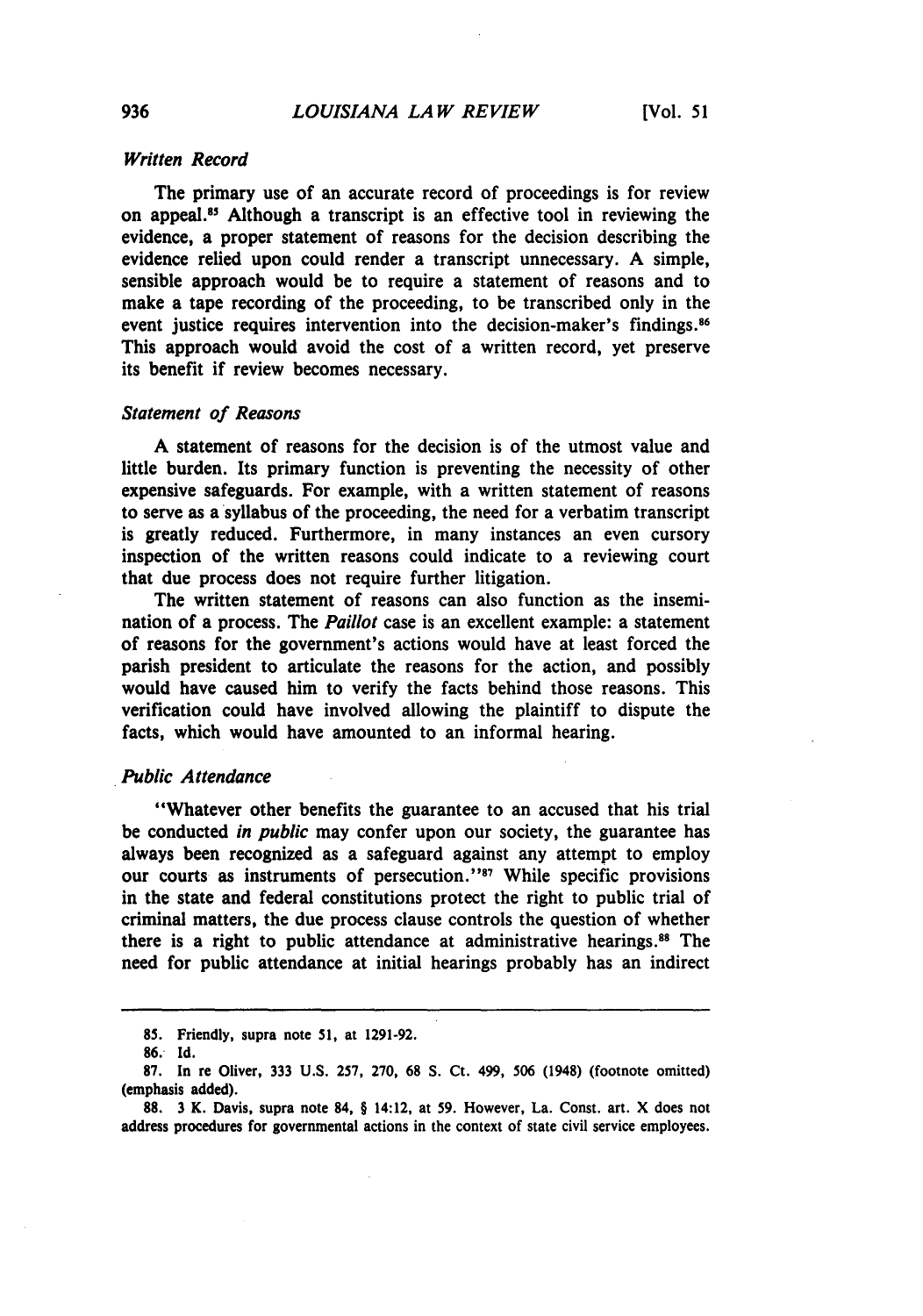### *Written Record*

The primary use of an accurate record of proceedings is for review on appeal.[85] Although a transcript is an effective tool in reviewing the evidence, a proper statement of reasons for the decision describing the evidence relied upon could render a transcript unnecessary. A simple, sensible approach would be to require a statement of reasons and to make a tape recording of the proceeding, to be transcribed only in the event justice requires intervention into the decision-maker's findings.[86] This approach would avoid the cost of a written record, yet preserve its benefit if review becomes necessary.

### *Statement of Reasons*

A statement of reasons for the decision is of the utmost value and little burden. Its primary function is preventing the necessity of other expensive safeguards. For example, with a written statement of reasons to serve as a syllabus of the proceeding, the need for a verbatim transcript is greatly reduced. Furthermore, in many instances an even cursory inspection of the written reasons could indicate to a reviewing court that due process does not require further litigation.

The written statement of reasons can also function as the insemination of a process. The *Paillot* case is an excellent example: a statement of reasons for the government's actions would have at least forced the parish president to articulate the reasons for the action, and possibly would have caused him to verify the facts behind those reasons. This verification could have involved allowing the plaintiff to dispute the facts, which would have amounted to an informal hearing.

### *Public Attendance*

"Whatever other benefits the guarantee to an accused that his trial be conducted *in public* may confer upon our society, the guarantee has always been recognized as a safeguard against any attempt to employ our courts as instruments of persecution."[87] While specific provisions in the state and federal constitutions protect the right to public trial of criminal matters, the due process clause controls the question of whether there is a right to public attendance at administrative hearings.[88] The need for public attendance at initial hearings probably has an indirect

---

85. Friendly, supra note 51, at 1291-92.

86. Id.

87. In re Oliver, 333 U.S. 257, 270, 68 S. Ct. 499, 506 (1948) (footnote omitted) (emphasis added).

88. 3 K. Davis, supra note 84, § 14:12, at 59. However, La. Const. art. X does not address procedures for governmental actions in the context of state civil service employees.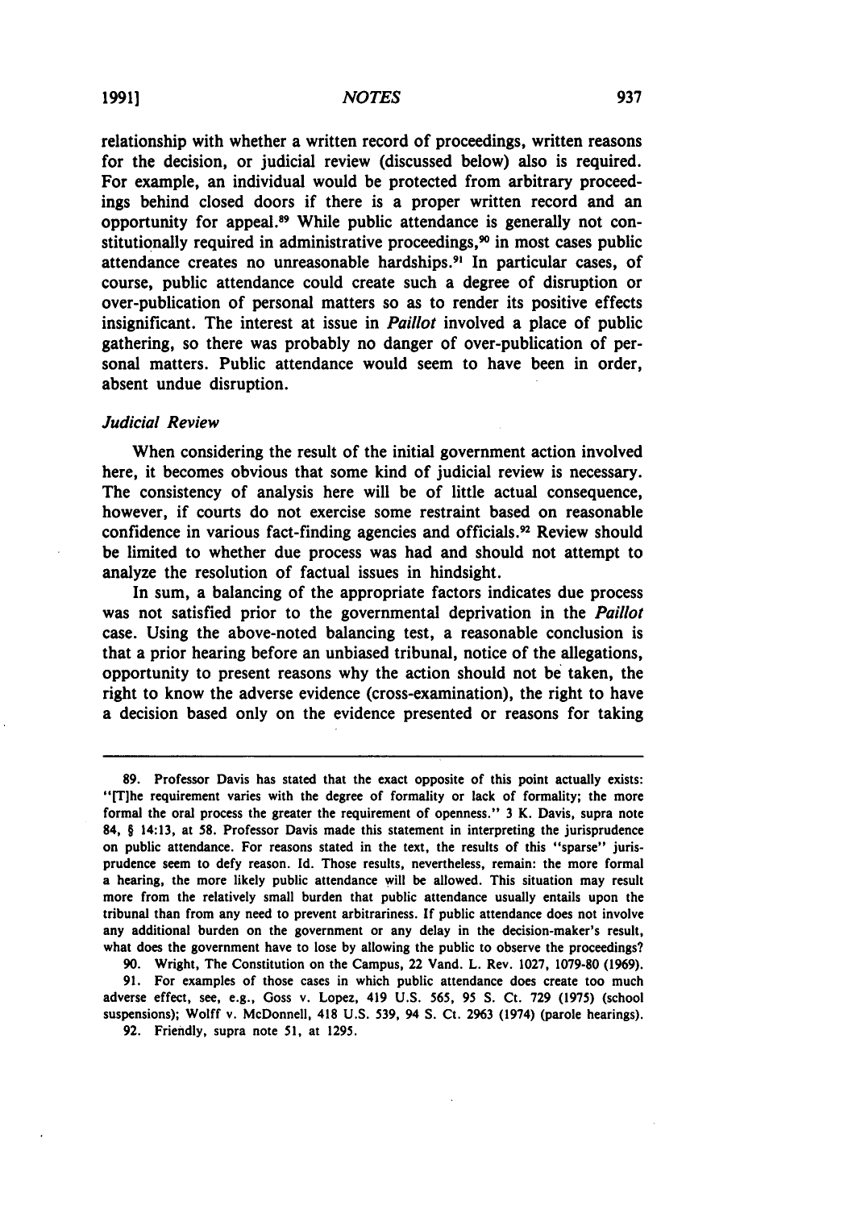relationship with whether a written record of proceedings, written reasons for the decision, or judicial review (discussed below) also is required. For example, an individual would be protected from arbitrary proceedings behind closed doors if there is a proper written record and an opportunity for appeal.[89] While public attendance is generally not constitutionally required in administrative proceedings,[90] in most cases public attendance creates no unreasonable hardships.[91] In particular cases, of course, public attendance could create such a degree of disruption or over-publication of personal matters so as to render its positive effects insignificant. The interest at issue in *Paillot* involved a place of public gathering, so there was probably no danger of over-publication of personal matters. Public attendance would seem to have been in order, absent undue disruption.

### *Judicial Review*

When considering the result of the initial government action involved here, it becomes obvious that some kind of judicial review is necessary. The consistency of analysis here will be of little actual consequence, however, if courts do not exercise some restraint based on reasonable confidence in various fact-finding agencies and officials.[92] Review should be limited to whether due process was had and should not attempt to analyze the resolution of factual issues in hindsight.

In sum, a balancing of the appropriate factors indicates due process was not satisfied prior to the governmental deprivation in the *Paillot* case. Using the above-noted balancing test, a reasonable conclusion is that a prior hearing before an unbiased tribunal, notice of the allegations, opportunity to present reasons why the action should not be taken, the right to know the adverse evidence (cross-examination), the right to have a decision based only on the evidence presented or reasons for taking

---

89. Professor Davis has stated that the exact opposite of this point actually exists: "[T]he requirement varies with the degree of formality or lack of formality; the more formal the oral process the greater the requirement of openness." 3 K. Davis, supra note 84, § 14:13, at 58. Professor Davis made this statement in interpreting the jurisprudence on public attendance. For reasons stated in the text, the results of this "sparse" jurisprudence seem to defy reason. Id. Those results, nevertheless, remain: the more formal a hearing, the more likely public attendance will be allowed. This situation may result more from the relatively small burden that public attendance usually entails upon the tribunal than from any need to prevent arbitrariness. If public attendance does not involve any additional burden on the government or any delay in the decision-maker's result, what does the government have to lose by allowing the public to observe the proceedings?

90. Wright, The Constitution on the Campus, 22 Vand. L. Rev. 1027, 1079-80 (1969).

91. For examples of those cases in which public attendance does create too much adverse effect, see, e.g., Goss v. Lopez, 419 U.S. 565, 95 S. Ct. 729 (1975) (school suspensions); Wolff v. McDonnell, 418 U.S. 539, 94 S. Ct. 2963 (1974) (parole hearings).

92. Friendly, supra note 51, at 1295.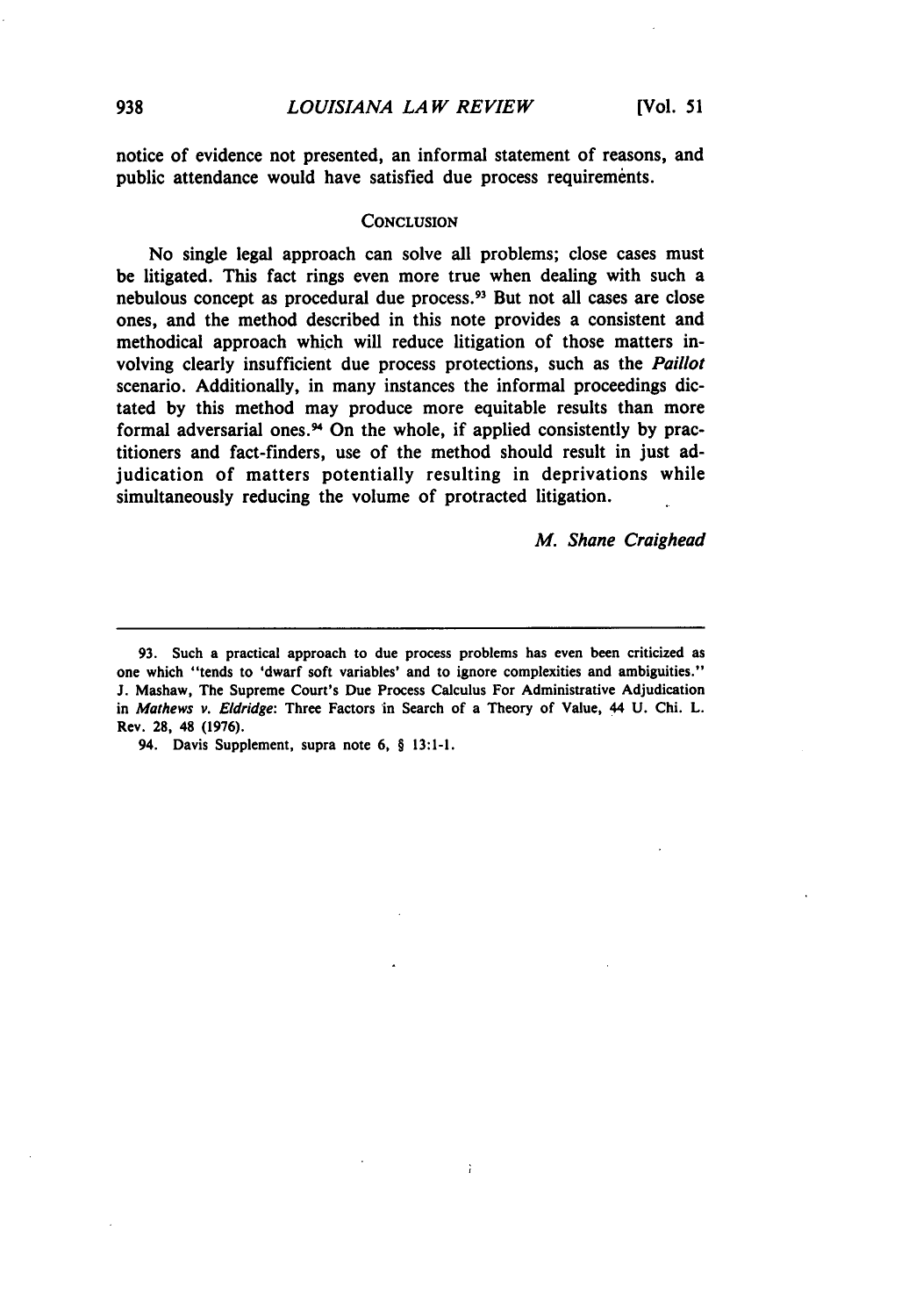notice of evidence not presented, an informal statement of reasons, and public attendance would have satisfied due process requirements.

## Conclusion

No single legal approach can solve all problems; close cases must be litigated. This fact rings even more true when dealing with such a nebulous concept as procedural due process.[93] But not all cases are close ones, and the method described in this note provides a consistent and methodical approach which will reduce litigation of those matters involving clearly insufficient due process protections, such as the *Paillot* scenario. Additionally, in many instances the informal proceedings dictated by this method may produce more equitable results than more formal adversarial ones.[94] On the whole, if applied consistently by practitioners and fact-finders, use of the method should result in just adjudication of matters potentially resulting in deprivations while simultaneously reducing the volume of protracted litigation.

*M. Shane Craighead*

---

93. Such a practical approach to due process problems has even been criticized as one which "tends to 'dwarf soft variables' and to ignore complexities and ambiguities." J. Mashaw, The Supreme Court's Due Process Calculus For Administrative Adjudication in *Mathews v. Eldridge*: Three Factors in Search of a Theory of Value, 44 U. Chi. L. Rev. 28, 48 (1976).

94. Davis Supplement, supra note 6, § 13:1-1.